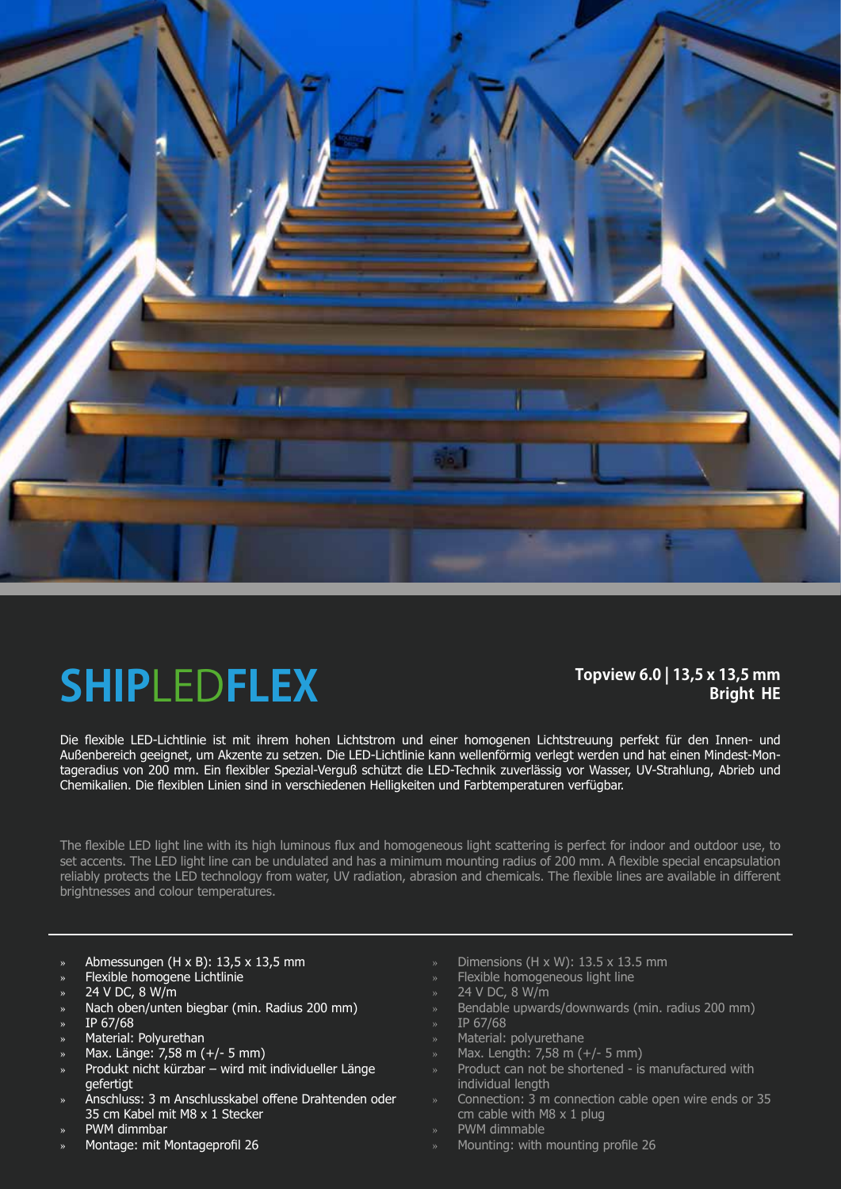# SHIPLEDFLEX

**Topview 6.0 | 13,5 x 13,5 mm**
**Bright HE**

Die flexible LED-Lichtlinie ist mit ihrem hohen Lichtstrom und einer homogenen Lichtstreuung perfekt für den Innen- und Außenbereich geeignet, um Akzente zu setzen. Die LED-Lichtlinie kann wellenförmig verlegt werden und hat einen Mindest-Montageradius von 200 mm. Ein flexibler Spezial-Verguß schützt die LED-Technik zuverlässig vor Wasser, UV-Strahlung, Abrieb und Chemikalien. Die flexiblen Linien sind in verschiedenen Helligkeiten und Farbtemperaturen verfügbar.

The flexible LED light line with its high luminous flux and homogeneous light scattering is perfect for indoor and outdoor use, to set accents. The LED light line can be undulated and has a minimum mounting radius of 200 mm. A flexible special encapsulation reliably protects the LED technology from water, UV radiation, abrasion and chemicals. The flexible lines are available in different brightnesses and colour temperatures.

- Abmessungen (H x B): 13,5 x 13,5 mm
- Flexible homogene Lichtlinie
- 24 V DC, 8 W/m
- Nach oben/unten biegbar (min. Radius 200 mm)
- IP 67/68
- Material: Polyurethan
- Max. Länge: 7,58 m (+/- 5 mm)
- Produkt nicht kürzbar – wird mit individueller Länge gefertigt
- Anschluss: 3 m Anschlusskabel offene Drahtenden oder 35 cm Kabel mit M8 x 1 Stecker
- PWM dimmbar
- Montage: mit Montageprofil 26

- Dimensions (H x W): 13.5 x 13.5 mm
- Flexible homogeneous light line
- 24 V DC, 8 W/m
- Bendable upwards/downwards (min. radius 200 mm)
- IP 67/68
- Material: polyurethane
- Max. Length: 7,58 m (+/- 5 mm)
- Product can not be shortened - is manufactured with individual length
- Connection: 3 m connection cable open wire ends or 35 cm cable with M8 x 1 plug
- PWM dimmable
- Mounting: with mounting profile 26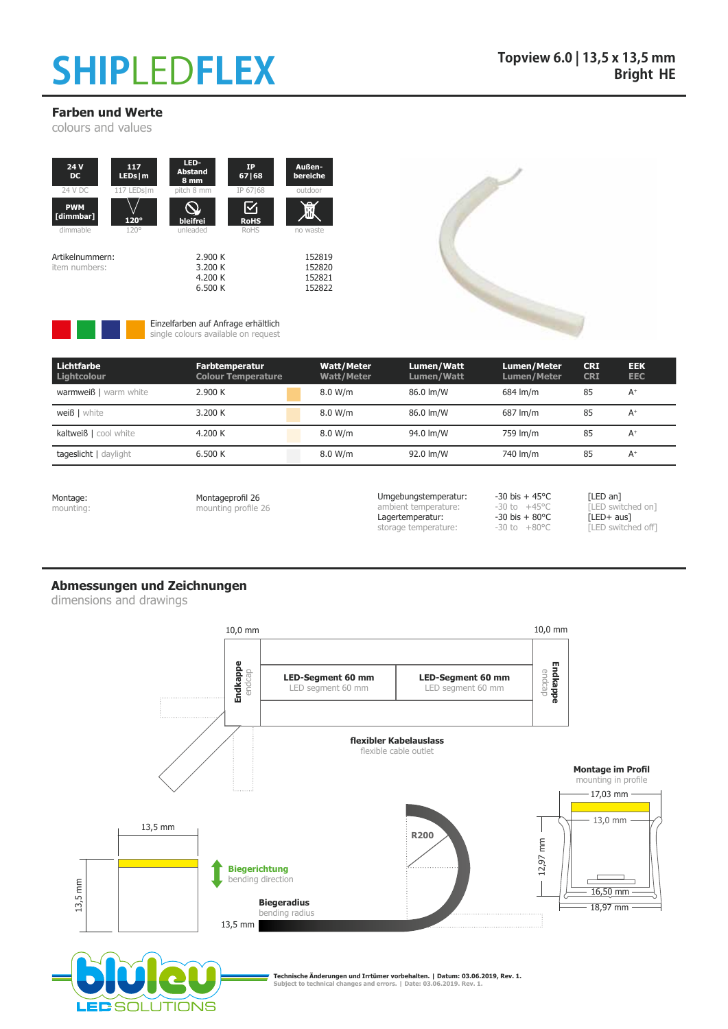# SHIPLEDFLEX

**Topview 6.0 | 13,5 x 13,5 mm**
**Bright HE**

## Farben und Werte
colours and values

| | | | | |
|---|---|---|---|---|
| **24 V DC** | **117 LEDs \| m** | **LED-Abstand 8 mm** | **IP 67 \| 68** | **Außen-bereiche** |
| 24 V DC | 117 LEDs \| m | pitch 8 mm | IP 67 \| 68 | outdoor |
| **PWM [dimmbar]** | **120°** | **bleifrei** | **RoHS** | |
| dimmable | 120° | unleaded | RoHS | no waste |

| | | |
|---|---|---|
| Artikelnummern: item numbers: | 2.900 K | 152819 |
| | 3.200 K | 152820 |
| | 4.200 K | 152821 |
| | 6.500 K | 152822 |

Einzelfarben auf Anfrage erhältlich
single colours available on request

| Lichtfarbe Lightcolour | Farbtemperatur Colour Temperature | Watt/Meter Watt/Meter | Lumen/Watt Lumen/Watt | Lumen/Meter Lumen/Meter | CRI CRI | EEK EEC |
|---|---|---|---|---|---|---|
| warmweiß \| warm white | 2.900 K | 8.0 W/m | 86.0 lm/W | 684 lm/m | 85 | A+ |
| weiß \| white | 3.200 K | 8.0 W/m | 86.0 lm/W | 687 lm/m | 85 | A+ |
| kaltweiß \| cool white | 4.200 K | 8.0 W/m | 94.0 lm/W | 759 lm/m | 85 | A+ |
| tageslicht \| daylight | 6.500 K | 8.0 W/m | 92.0 lm/W | 740 lm/m | 85 | A+ |

Montage: mounting: Montageprofil 26 mounting profile 26

| | | |
|---|---|---|
| Umgebungstemperatur: ambient temperature: | -30 bis + 45°C -30 to +45°C | [LED an] [LED switched on] |
| Lagertemperatur: storage temperature: | -30 bis + 80°C -30 to +80°C | [LED+ aus] [LED switched off] |

## Abmessungen und Zeichnungen
dimensions and drawings

10,0 mm
10,0 mm
**Endkappe** endcap
**LED-Segment 60 mm** LED segment 60 mm
**LED-Segment 60 mm** LED segment 60 mm
**Endkappe** endcap
**flexibler Kabelauslass** flexible cable outlet

**Montage im Profil** mounting in profile
17,03 mm
13,0 mm
12,97 mm
16,50 mm
18,97 mm

13,5 mm
13,5 mm
**Biegerichtung** bending direction
**Biegeradius** bending radius
R200
13,5 mm

**Technische Änderungen und Irrtümer vorbehalten. | Datum: 03.06.2019, Rev. 1.**
**Subject to technical changes and errors. | Date: 03.06.2019. Rev. 1.**